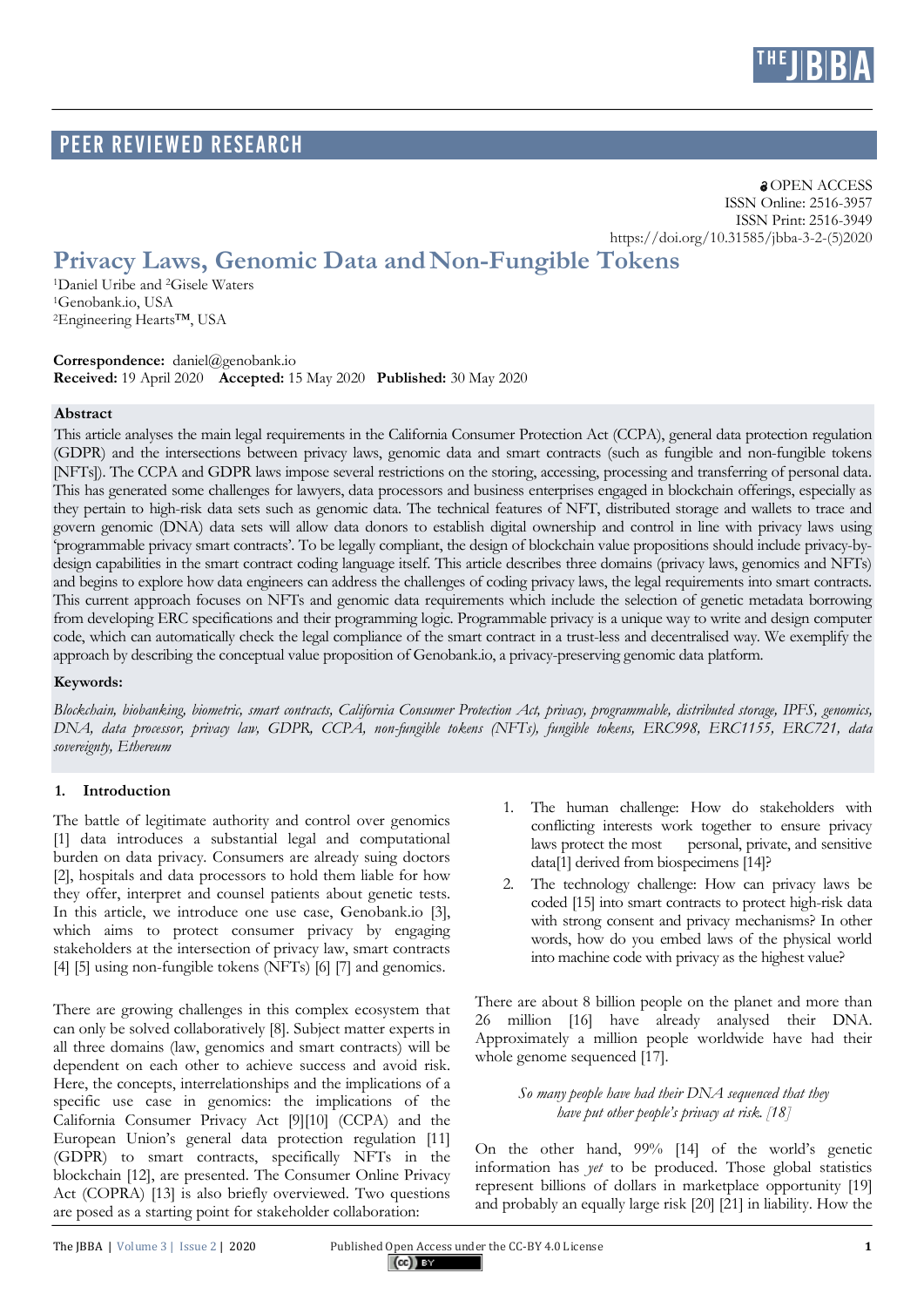PEER REVIEWED RESEARCH

OPEN ACCESS
ISSN Online: 2516-3957
ISSN Print: 2516-3949
https://doi.org/10.31585/jbba-3-2-(5)2020

# Privacy Laws, Genomic Data and Non-Fungible Tokens

[1]Daniel Uribe and [2]Gisele Waters
[1]Genobank.io, USA
[2]Engineering Hearts™, USA

**Correspondence:** daniel@genobank.io
**Received:** 19 April 2020 **Accepted:** 15 May 2020 **Published:** 30 May 2020

## Abstract

This article analyses the main legal requirements in the California Consumer Protection Act (CCPA), general data protection regulation (GDPR) and the intersections between privacy laws, genomic data and smart contracts (such as fungible and non-fungible tokens [NFTs]). The CCPA and GDPR laws impose several restrictions on the storing, accessing, processing and transferring of personal data. This has generated some challenges for lawyers, data processors and business enterprises engaged in blockchain offerings, especially as they pertain to high-risk data sets such as genomic data. The technical features of NFT, distributed storage and wallets to trace and govern genomic (DNA) data sets will allow data donors to establish digital ownership and control in line with privacy laws using 'programmable privacy smart contracts'. To be legally compliant, the design of blockchain value propositions should include privacy-by-design capabilities in the smart contract coding language itself. This article describes three domains (privacy laws, genomics and NFTs) and begins to explore how data engineers can address the challenges of coding privacy laws, the legal requirements into smart contracts. This current approach focuses on NFTs and genomic data requirements which include the selection of genetic metadata borrowing from developing ERC specifications and their programming logic. Programmable privacy is a unique way to write and design computer code, which can automatically check the legal compliance of the smart contract in a trust-less and decentralised way. We exemplify the approach by describing the conceptual value proposition of Genobank.io, a privacy-preserving genomic data platform.

### Keywords:

*Blockchain, biobanking, biometric, smart contracts, California Consumer Protection Act, privacy, programmable, distributed storage, IPFS, genomics, DNA, data processor, privacy law, GDPR, CCPA, non-fungible tokens (NFTs), fungible tokens, ERC998, ERC1155, ERC721, data sovereignty, Ethereum*

## 1. Introduction

The battle of legitimate authority and control over genomics [1] data introduces a substantial legal and computational burden on data privacy. Consumers are already suing doctors [2], hospitals and data processors to hold them liable for how they offer, interpret and counsel patients about genetic tests. In this article, we introduce one use case, Genobank.io [3], which aims to protect consumer privacy by engaging stakeholders at the intersection of privacy law, smart contracts [4] [5] using non-fungible tokens (NFTs) [6] [7] and genomics.

There are growing challenges in this complex ecosystem that can only be solved collaboratively [8]. Subject matter experts in all three domains (law, genomics and smart contracts) will be dependent on each other to achieve success and avoid risk. Here, the concepts, interrelationships and the implications of a specific use case in genomics: the implications of the California Consumer Privacy Act [9][10] (CCPA) and the European Union's general data protection regulation [11] (GDPR) to smart contracts, specifically NFTs in the blockchain [12], are presented. The Consumer Online Privacy Act (COPRA) [13] is also briefly overviewed. Two questions are posed as a starting point for stakeholder collaboration:

1. The human challenge: How do stakeholders with conflicting interests work together to ensure privacy laws protect the most personal, private, and sensitive data[1] derived from biospecimens [14]?
2. The technology challenge: How can privacy laws be coded [15] into smart contracts to protect high-risk data with strong consent and privacy mechanisms? In other words, how do you embed laws of the physical world into machine code with privacy as the highest value?

There are about 8 billion people on the planet and more than 26 million [16] have already analysed their DNA. Approximately a million people worldwide have had their whole genome sequenced [17].

> *So many people have had their DNA sequenced that they have put other people's privacy at risk. [18]*

On the other hand, 99% [14] of the world's genetic information has *yet* to be produced. Those global statistics represent billions of dollars in marketplace opportunity [19] and probably an equally large risk [20] [21] in liability. How the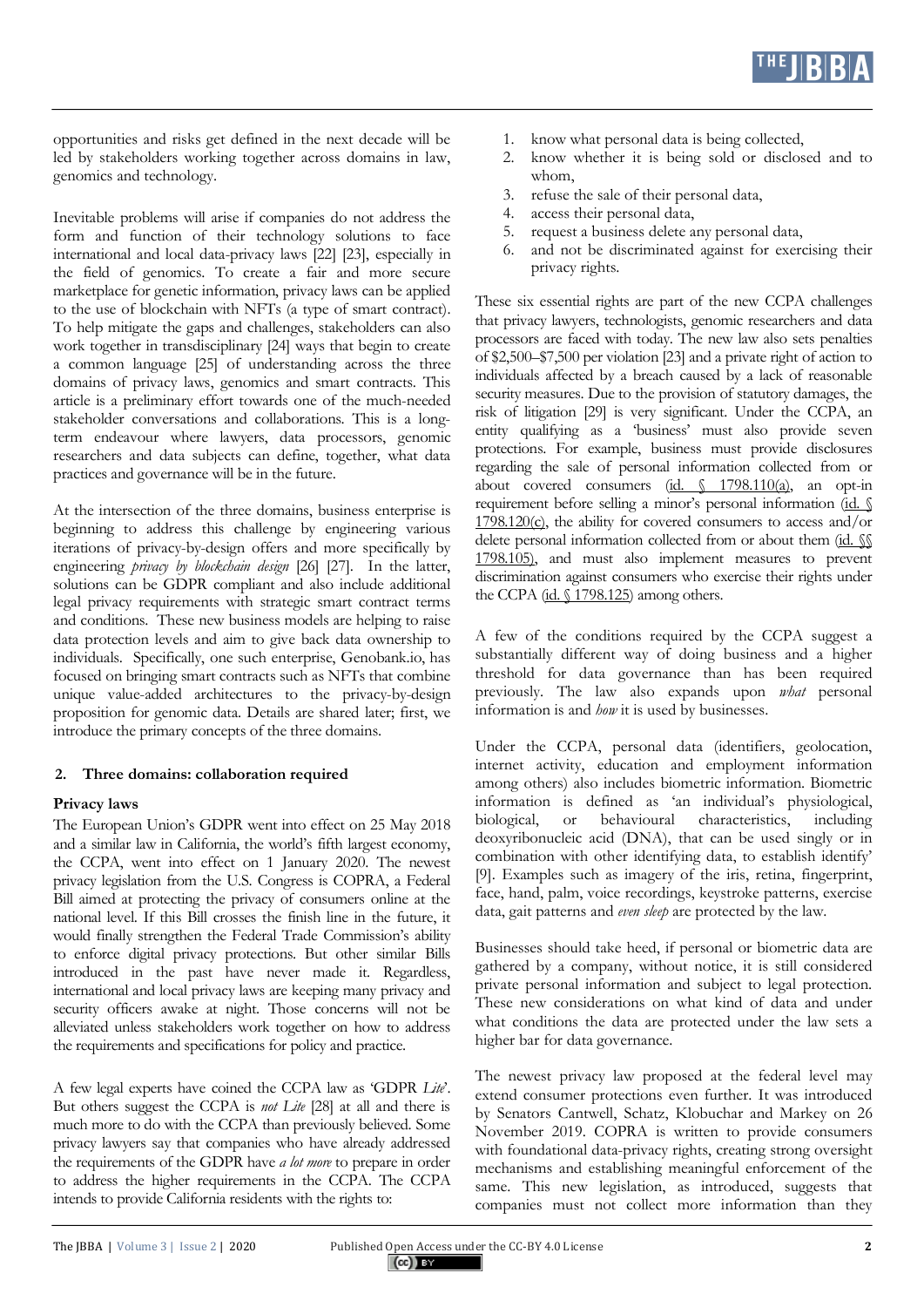opportunities and risks get defined in the next decade will be led by stakeholders working together across domains in law, genomics and technology.

Inevitable problems will arise if companies do not address the form and function of their technology solutions to face international and local data-privacy laws [22] [23], especially in the field of genomics. To create a fair and more secure marketplace for genetic information, privacy laws can be applied to the use of blockchain with NFTs (a type of smart contract). To help mitigate the gaps and challenges, stakeholders can also work together in transdisciplinary [24] ways that begin to create a common language [25] of understanding across the three domains of privacy laws, genomics and smart contracts. This article is a preliminary effort towards one of the much-needed stakeholder conversations and collaborations. This is a long-term endeavour where lawyers, data processors, genomic researchers and data subjects can define, together, what data practices and governance will be in the future.

At the intersection of the three domains, business enterprise is beginning to address this challenge by engineering various iterations of privacy-by-design offers and more specifically by engineering *privacy by blockchain design* [26] [27]. In the latter, solutions can be GDPR compliant and also include additional legal privacy requirements with strategic smart contract terms and conditions. These new business models are helping to raise data protection levels and aim to give back data ownership to individuals. Specifically, one such enterprise, Genobank.io, has focused on bringing smart contracts such as NFTs that combine unique value-added architectures to the privacy-by-design proposition for genomic data. Details are shared later; first, we introduce the primary concepts of the three domains.

## 2. Three domains: collaboration required

### Privacy laws

The European Union's GDPR went into effect on 25 May 2018 and a similar law in California, the world's fifth largest economy, the CCPA, went into effect on 1 January 2020. The newest privacy legislation from the U.S. Congress is COPRA, a Federal Bill aimed at protecting the privacy of consumers online at the national level. If this Bill crosses the finish line in the future, it would finally strengthen the Federal Trade Commission's ability to enforce digital privacy protections. But other similar Bills introduced in the past have never made it. Regardless, international and local privacy laws are keeping many privacy and security officers awake at night. Those concerns will not be alleviated unless stakeholders work together on how to address the requirements and specifications for policy and practice.

A few legal experts have coined the CCPA law as 'GDPR *Lite*'. But others suggest the CCPA is *not Lite* [28] at all and there is much more to do with the CCPA than previously believed. Some privacy lawyers say that companies who have already addressed the requirements of the GDPR have *a lot more* to prepare in order to address the higher requirements in the CCPA. The CCPA intends to provide California residents with the rights to:

1. know what personal data is being collected,
2. know whether it is being sold or disclosed and to whom,
3. refuse the sale of their personal data,
4. access their personal data,
5. request a business delete any personal data,
6. and not be discriminated against for exercising their privacy rights.

These six essential rights are part of the new CCPA challenges that privacy lawyers, technologists, genomic researchers and data processors are faced with today. The new law also sets penalties of $2,500–$7,500 per violation [23] and a private right of action to individuals affected by a breach caused by a lack of reasonable security measures. Due to the provision of statutory damages, the risk of litigation [29] is very significant. Under the CCPA, an entity qualifying as a 'business' must also provide seven protections. For example, business must provide disclosures regarding the sale of personal information collected from or about covered consumers (id. § 1798.110(a), an opt-in requirement before selling a minor's personal information (id. § 1798.120(c), the ability for covered consumers to access and/or delete personal information collected from or about them (id. §§ 1798.105), and must also implement measures to prevent discrimination against consumers who exercise their rights under the CCPA (id. § 1798.125) among others.

A few of the conditions required by the CCPA suggest a substantially different way of doing business and a higher threshold for data governance than has been required previously. The law also expands upon *what* personal information is and *how* it is used by businesses.

Under the CCPA, personal data (identifiers, geolocation, internet activity, education and employment information among others) also includes biometric information. Biometric information is defined as 'an individual's physiological, biological, or behavioural characteristics, including deoxyribonucleic acid (DNA), that can be used singly or in combination with other identifying data, to establish identify' [9]. Examples such as imagery of the iris, retina, fingerprint, face, hand, palm, voice recordings, keystroke patterns, exercise data, gait patterns and *even sleep* are protected by the law.

Businesses should take heed, if personal or biometric data are gathered by a company, without notice, it is still considered private personal information and subject to legal protection. These new considerations on what kind of data and under what conditions the data are protected under the law sets a higher bar for data governance.

The newest privacy law proposed at the federal level may extend consumer protections even further. It was introduced by Senators Cantwell, Schatz, Klobuchar and Markey on 26 November 2019. COPRA is written to provide consumers with foundational data-privacy rights, creating strong oversight mechanisms and establishing meaningful enforcement of the same. This new legislation, as introduced, suggests that companies must not collect more information than they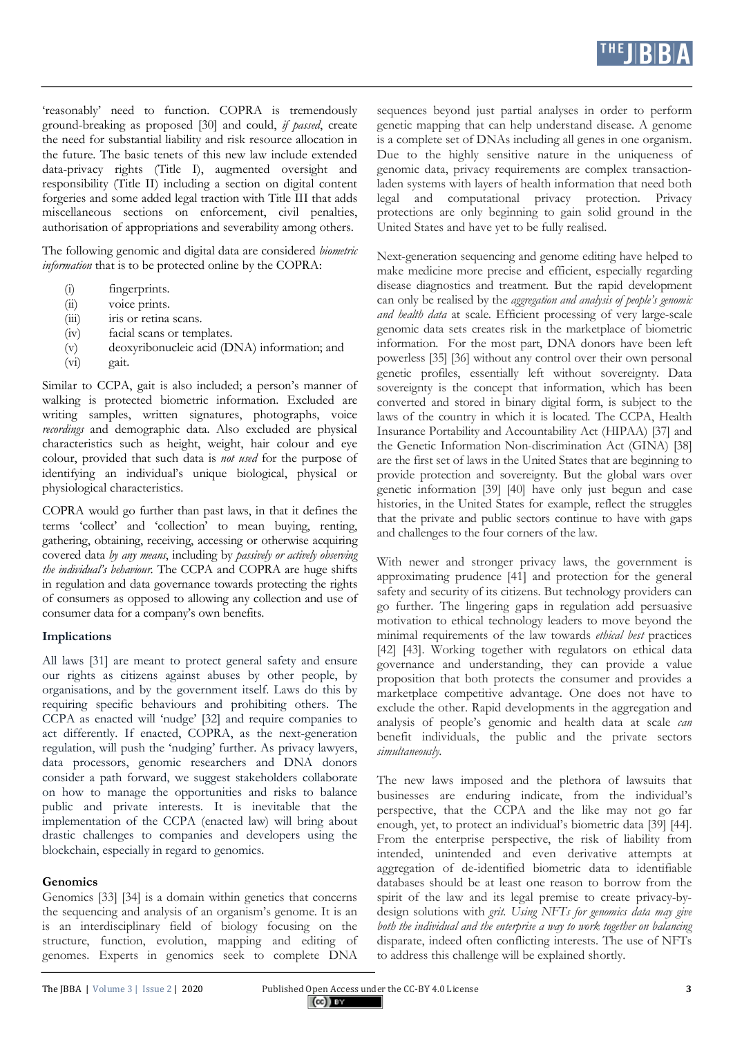'reasonably' need to function. COPRA is tremendously ground-breaking as proposed [30] and could, *if passed*, create the need for substantial liability and risk resource allocation in the future. The basic tenets of this new law include extended data-privacy rights (Title I), augmented oversight and responsibility (Title II) including a section on digital content forgeries and some added legal traction with Title III that adds miscellaneous sections on enforcement, civil penalties, authorisation of appropriations and severability among others.

The following genomic and digital data are considered *biometric information* that is to be protected online by the COPRA:

(i) fingerprints.
(ii) voice prints.
(iii) iris or retina scans.
(iv) facial scans or templates.
(v) deoxyribonucleic acid (DNA) information; and
(vi) gait.

Similar to CCPA, gait is also included; a person's manner of walking is protected biometric information. Excluded are writing samples, written signatures, photographs, voice *recordings* and demographic data. Also excluded are physical characteristics such as height, weight, hair colour and eye colour, provided that such data is *not used* for the purpose of identifying an individual's unique biological, physical or physiological characteristics.

COPRA would go further than past laws, in that it defines the terms 'collect' and 'collection' to mean buying, renting, gathering, obtaining, receiving, accessing or otherwise acquiring covered data *by any means*, including by *passively or actively observing the individual's behaviour.* The CCPA and COPRA are huge shifts in regulation and data governance towards protecting the rights of consumers as opposed to allowing any collection and use of consumer data for a company's own benefits.

**Implications**

All laws [31] are meant to protect general safety and ensure our rights as citizens against abuses by other people, by organisations, and by the government itself. Laws do this by requiring specific behaviours and prohibiting others. The CCPA as enacted will 'nudge' [32] and require companies to act differently. If enacted, COPRA, as the next-generation regulation, will push the 'nudging' further. As privacy lawyers, data processors, genomic researchers and DNA donors consider a path forward, we suggest stakeholders collaborate on how to manage the opportunities and risks to balance public and private interests. It is inevitable that the implementation of the CCPA (enacted law) will bring about drastic challenges to companies and developers using the blockchain, especially in regard to genomics.

**Genomics**

Genomics [33] [34] is a domain within genetics that concerns the sequencing and analysis of an organism's genome. It is an is an interdisciplinary field of biology focusing on the structure, function, evolution, mapping and editing of genomes. Experts in genomics seek to complete DNA sequences beyond just partial analyses in order to perform genetic mapping that can help understand disease. A genome is a complete set of DNAs including all genes in one organism. Due to the highly sensitive nature in the uniqueness of genomic data, privacy requirements are complex transaction-laden systems with layers of health information that need both legal and computational privacy protection. Privacy protections are only beginning to gain solid ground in the United States and have yet to be fully realised.

Next-generation sequencing and genome editing have helped to make medicine more precise and efficient, especially regarding disease diagnostics and treatment. But the rapid development can only be realised by the *aggregation and analysis of people's genomic and health data* at scale. Efficient processing of very large-scale genomic data sets creates risk in the marketplace of biometric information. For the most part, DNA donors have been left powerless [35] [36] without any control over their own personal genetic profiles, essentially left without sovereignty. Data sovereignty is the concept that information, which has been converted and stored in binary digital form, is subject to the laws of the country in which it is located. The CCPA, Health Insurance Portability and Accountability Act (HIPAA) [37] and the Genetic Information Non-discrimination Act (GINA) [38] are the first set of laws in the United States that are beginning to provide protection and sovereignty. But the global wars over genetic information [39] [40] have only just begun and case histories, in the United States for example, reflect the struggles that the private and public sectors continue to have with gaps and challenges to the four corners of the law.

With newer and stronger privacy laws, the government is approximating prudence [41] and protection for the general safety and security of its citizens. But technology providers can go further. The lingering gaps in regulation add persuasive motivation to ethical technology leaders to move beyond the minimal requirements of the law towards *ethical best* practices [42] [43]. Working together with regulators on ethical data governance and understanding, they can provide a value proposition that both protects the consumer and provides a marketplace competitive advantage. One does not have to exclude the other. Rapid developments in the aggregation and analysis of people's genomic and health data at scale *can* benefit individuals, the public and the private sectors *simultaneously.*

The new laws imposed and the plethora of lawsuits that businesses are enduring indicate, from the individual's perspective, that the CCPA and the like may not go far enough, yet, to protect an individual's biometric data [39] [44]. From the enterprise perspective, the risk of liability from intended, unintended and even derivative attempts at aggregation of de-identified biometric data to identifiable databases should be at least one reason to borrow from the spirit of the law and its legal premise to create privacy-by-design solutions with *grit. Using NFTs for genomics data may give both the individual and the enterprise a way to work together on balancing* disparate, indeed often conflicting interests. The use of NFTs to address this challenge will be explained shortly.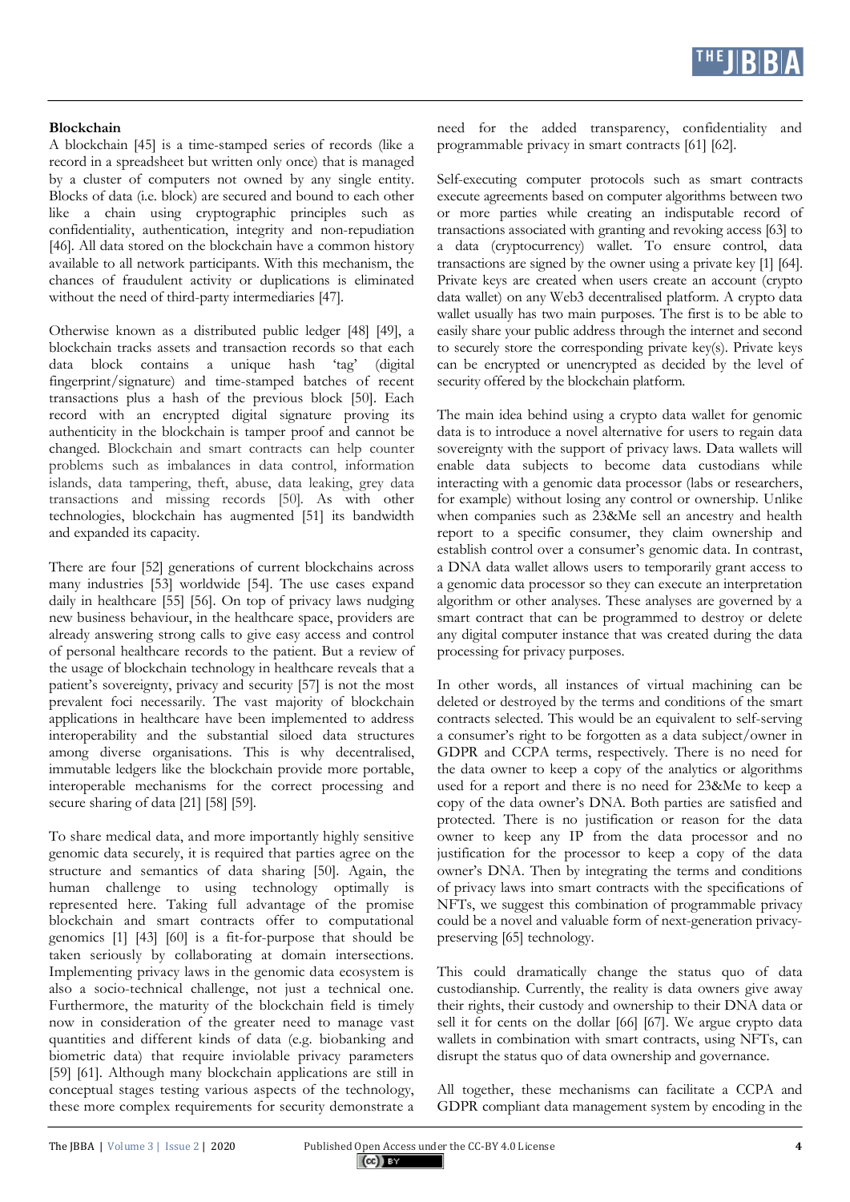### Blockchain

A blockchain [45] is a time-stamped series of records (like a record in a spreadsheet but written only once) that is managed by a cluster of computers not owned by any single entity. Blocks of data (i.e. block) are secured and bound to each other like a chain using cryptographic principles such as confidentiality, authentication, integrity and non-repudiation [46]. All data stored on the blockchain have a common history available to all network participants. With this mechanism, the chances of fraudulent activity or duplications is eliminated without the need of third-party intermediaries [47].

Otherwise known as a distributed public ledger [48] [49], a blockchain tracks assets and transaction records so that each data block contains a unique hash 'tag' (digital fingerprint/signature) and time-stamped batches of recent transactions plus a hash of the previous block [50]. Each record with an encrypted digital signature proving its authenticity in the blockchain is tamper proof and cannot be changed. Blockchain and smart contracts can help counter problems such as imbalances in data control, information islands, data tampering, theft, abuse, data leaking, grey data transactions and missing records [50]. As with other technologies, blockchain has augmented [51] its bandwidth and expanded its capacity.

There are four [52] generations of current blockchains across many industries [53] worldwide [54]. The use cases expand daily in healthcare [55] [56]. On top of privacy laws nudging new business behaviour, in the healthcare space, providers are already answering strong calls to give easy access and control of personal healthcare records to the patient. But a review of the usage of blockchain technology in healthcare reveals that a patient's sovereignty, privacy and security [57] is not the most prevalent foci necessarily. The vast majority of blockchain applications in healthcare have been implemented to address interoperability and the substantial siloed data structures among diverse organisations. This is why decentralised, immutable ledgers like the blockchain provide more portable, interoperable mechanisms for the correct processing and secure sharing of data [21] [58] [59].

To share medical data, and more importantly highly sensitive genomic data securely, it is required that parties agree on the structure and semantics of data sharing [50]. Again, the human challenge to using technology optimally is represented here. Taking full advantage of the promise blockchain and smart contracts offer to computational genomics [1] [43] [60] is a fit-for-purpose that should be taken seriously by collaborating at domain intersections. Implementing privacy laws in the genomic data ecosystem is also a socio-technical challenge, not just a technical one. Furthermore, the maturity of the blockchain field is timely now in consideration of the greater need to manage vast quantities and different kinds of data (e.g. biobanking and biometric data) that require inviolable privacy parameters [59] [61]. Although many blockchain applications are still in conceptual stages testing various aspects of the technology, these more complex requirements for security demonstrate a need for the added transparency, confidentiality and programmable privacy in smart contracts [61] [62].

Self-executing computer protocols such as smart contracts execute agreements based on computer algorithms between two or more parties while creating an indisputable record of transactions associated with granting and revoking access [63] to a data (cryptocurrency) wallet. To ensure control, data transactions are signed by the owner using a private key [1] [64]. Private keys are created when users create an account (crypto data wallet) on any Web3 decentralised platform. A crypto data wallet usually has two main purposes. The first is to be able to easily share your public address through the internet and second to securely store the corresponding private key(s). Private keys can be encrypted or unencrypted as decided by the level of security offered by the blockchain platform.

The main idea behind using a crypto data wallet for genomic data is to introduce a novel alternative for users to regain data sovereignty with the support of privacy laws. Data wallets will enable data subjects to become data custodians while interacting with a genomic data processor (labs or researchers, for example) without losing any control or ownership. Unlike when companies such as 23&Me sell an ancestry and health report to a specific consumer, they claim ownership and establish control over a consumer's genomic data. In contrast, a DNA data wallet allows users to temporarily grant access to a genomic data processor so they can execute an interpretation algorithm or other analyses. These analyses are governed by a smart contract that can be programmed to destroy or delete any digital computer instance that was created during the data processing for privacy purposes.

In other words, all instances of virtual machining can be deleted or destroyed by the terms and conditions of the smart contracts selected. This would be an equivalent to self-serving a consumer's right to be forgotten as a data subject/owner in GDPR and CCPA terms, respectively. There is no need for the data owner to keep a copy of the analytics or algorithms used for a report and there is no need for 23&Me to keep a copy of the data owner's DNA. Both parties are satisfied and protected. There is no justification or reason for the data owner to keep any IP from the data processor and no justification for the processor to keep a copy of the data owner's DNA. Then by integrating the terms and conditions of privacy laws into smart contracts with the specifications of NFTs, we suggest this combination of programmable privacy could be a novel and valuable form of next-generation privacy-preserving [65] technology.

This could dramatically change the status quo of data custodianship. Currently, the reality is data owners give away their rights, their custody and ownership to their DNA data or sell it for cents on the dollar [66] [67]. We argue crypto data wallets in combination with smart contracts, using NFTs, can disrupt the status quo of data ownership and governance.

All together, these mechanisms can facilitate a CCPA and GDPR compliant data management system by encoding in the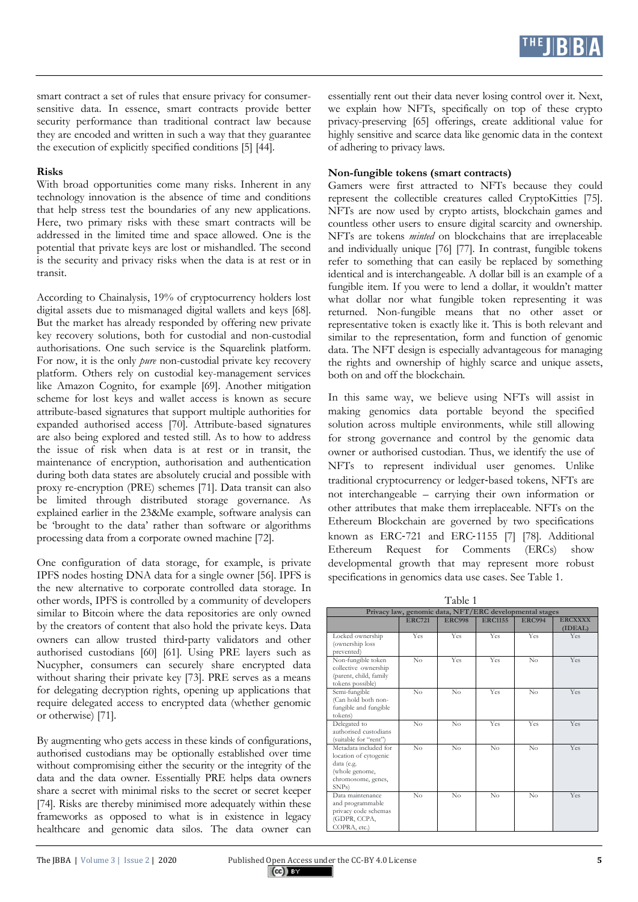smart contract a set of rules that ensure privacy for consumer-sensitive data. In essence, smart contracts provide better security performance than traditional contract law because they are encoded and written in such a way that they guarantee the execution of explicitly specified conditions [5] [44].

**Risks**

With broad opportunities come many risks. Inherent in any technology innovation is the absence of time and conditions that help stress test the boundaries of any new applications. Here, two primary risks with these smart contracts will be addressed in the limited time and space allowed. One is the potential that private keys are lost or mishandled. The second is the security and privacy risks when the data is at rest or in transit.

According to Chainalysis, 19% of cryptocurrency holders lost digital assets due to mismanaged digital wallets and keys [68]. But the market has already responded by offering new private key recovery solutions, both for custodial and non-custodial authorisations. One such service is the Squarelink platform. For now, it is the only *pure* non-custodial private key recovery platform. Others rely on custodial key-management services like Amazon Cognito, for example [69]. Another mitigation scheme for lost keys and wallet access is known as secure attribute-based signatures that support multiple authorities for expanded authorised access [70]. Attribute-based signatures are also being explored and tested still. As to how to address the issue of risk when data is at rest or in transit, the maintenance of encryption, authorisation and authentication during both data states are absolutely crucial and possible with proxy re-encryption (PRE) schemes [71]. Data transit can also be limited through distributed storage governance. As explained earlier in the 23&Me example, software analysis can be 'brought to the data' rather than software or algorithms processing data from a corporate owned machine [72].

One configuration of data storage, for example, is private IPFS nodes hosting DNA data for a single owner [56]. IPFS is the new alternative to corporate controlled data storage. In other words, IPFS is controlled by a community of developers similar to Bitcoin where the data repositories are only owned by the creators of content that also hold the private keys. Data owners can allow trusted third-party validators and other authorised custodians [60] [61]. Using PRE layers such as Nucypher, consumers can securely share encrypted data without sharing their private key [73]. PRE serves as a means for delegating decryption rights, opening up applications that require delegated access to encrypted data (whether genomic or otherwise) [71].

By augmenting who gets access in these kinds of configurations, authorised custodians may be optionally established over time without compromising either the security or the integrity of the data and the data owner. Essentially PRE helps data owners share a secret with minimal risks to the secret or secret keeper [74]. Risks are thereby minimised more adequately within these frameworks as opposed to what is in existence in legacy healthcare and genomic data silos. The data owner can essentially rent out their data never losing control over it. Next, we explain how NFTs, specifically on top of these crypto privacy-preserving [65] offerings, create additional value for highly sensitive and scarce data like genomic data in the context of adhering to privacy laws.

**Non-fungible tokens (smart contracts)**

Gamers were first attracted to NFTs because they could represent the collectible creatures called CryptoKitties [75]. NFTs are now used by crypto artists, blockchain games and countless other users to ensure digital scarcity and ownership. NFTs are tokens *minted* on blockchains that are irreplaceable and individually unique [76] [77]. In contrast, fungible tokens refer to something that can easily be replaced by something identical and is interchangeable. A dollar bill is an example of a fungible item. If you were to lend a dollar, it wouldn't matter what dollar nor what fungible token representing it was returned. Non-fungible means that no other asset or representative token is exactly like it. This is both relevant and similar to the representation, form and function of genomic data. The NFT design is especially advantageous for managing the rights and ownership of highly scarce and unique assets, both on and off the blockchain.

In this same way, we believe using NFTs will assist in making genomics data portable beyond the specified solution across multiple environments, while still allowing for strong governance and control by the genomic data owner or authorised custodian. Thus, we identify the use of NFTs to represent individual user genomes. Unlike traditional cryptocurrency or ledger-based tokens, NFTs are not interchangeable – carrying their own information or other attributes that make them irreplaceable. NFTs on the Ethereum Blockchain are governed by two specifications known as ERC-721 and ERC-1155 [7] [78]. Additional Ethereum Request for Comments (ERCs) show developmental growth that may represent more robust specifications in genomics data use cases. See Table 1.

Table 1

| Privacy law, genomic data, NFT/ERC developmental stages | | | | | |
|---|---|---|---|---|---|
| | ERC721 | ERC998 | ERC1155 | ERC994 | ERCXXXX (IDEAL) |
| Locked ownership (ownership loss prevented) | Yes | Yes | Yes | Yes | Yes |
| Non-fungible token collective ownership (parent, child, family tokens possible) | No | Yes | Yes | No | Yes |
| Semi-fungible (Can hold both non-fungible and fungible tokens) | No | No | Yes | No | Yes |
| Delegated to authorised custodians (suitable for "rent") | No | No | Yes | Yes | Yes |
| Metadata included for location of cytogenic data (e.g. (whole genome, chromosome, genes, SNPs) | No | No | No | No | Yes |
| Data maintenance and programmable privacy code schemas (GDPR, CCPA, COPRA, etc.) | No | No | No | No | Yes |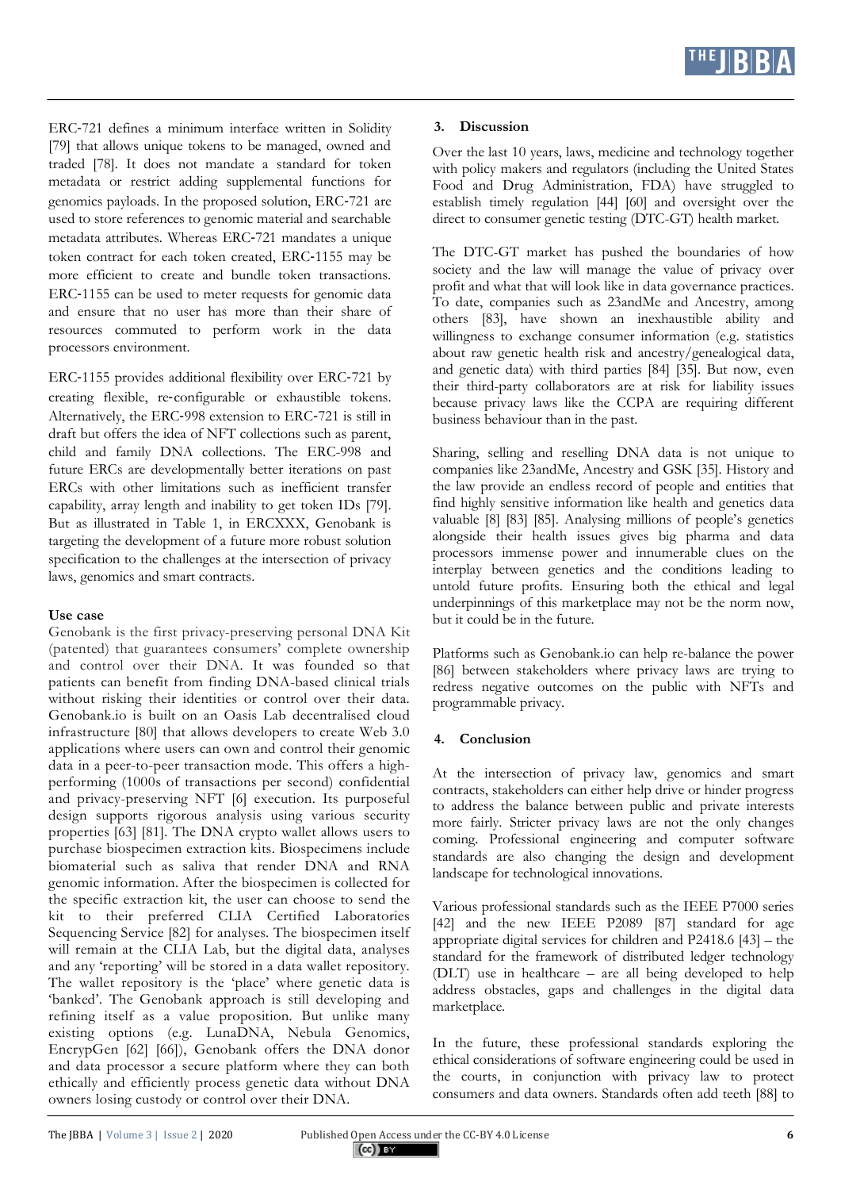ERC-721 defines a minimum interface written in Solidity [79] that allows unique tokens to be managed, owned and traded [78]. It does not mandate a standard for token metadata or restrict adding supplemental functions for genomics payloads. In the proposed solution, ERC-721 are used to store references to genomic material and searchable metadata attributes. Whereas ERC-721 mandates a unique token contract for each token created, ERC-1155 may be more efficient to create and bundle token transactions. ERC-1155 can be used to meter requests for genomic data and ensure that no user has more than their share of resources commuted to perform work in the data processors environment.

ERC-1155 provides additional flexibility over ERC-721 by creating flexible, re-configurable or exhaustible tokens. Alternatively, the ERC-998 extension to ERC-721 is still in draft but offers the idea of NFT collections such as parent, child and family DNA collections. The ERC-998 and future ERCs are developmentally better iterations on past ERCs with other limitations such as inefficient transfer capability, array length and inability to get token IDs [79]. But as illustrated in Table 1, in ERCXXX, Genobank is targeting the development of a future more robust solution specification to the challenges at the intersection of privacy laws, genomics and smart contracts.

### Use case

Genobank is the first privacy-preserving personal DNA Kit (patented) that guarantees consumers' complete ownership and control over their DNA. It was founded so that patients can benefit from finding DNA-based clinical trials without risking their identities or control over their data. Genobank.io is built on an Oasis Lab decentralised cloud infrastructure [80] that allows developers to create Web 3.0 applications where users can own and control their genomic data in a peer-to-peer transaction mode. This offers a high-performing (1000s of transactions per second) confidential and privacy-preserving NFT [6] execution. Its purposeful design supports rigorous analysis using various security properties [63] [81]. The DNA crypto wallet allows users to purchase biospecimen extraction kits. Biospecimens include biomaterial such as saliva that render DNA and RNA genomic information. After the biospecimen is collected for the specific extraction kit, the user can choose to send the kit to their preferred CLIA Certified Laboratories Sequencing Service [82] for analyses. The biospecimen itself will remain at the CLIA Lab, but the digital data, analyses and any 'reporting' will be stored in a data wallet repository. The wallet repository is the 'place' where genetic data is 'banked'. The Genobank approach is still developing and refining itself as a value proposition. But unlike many existing options (e.g. LunaDNA, Nebula Genomics, EncrypGen [62] [66]), Genobank offers the DNA donor and data processor a secure platform where they can both ethically and efficiently process genetic data without DNA owners losing custody or control over their DNA.

## 3. Discussion

Over the last 10 years, laws, medicine and technology together with policy makers and regulators (including the United States Food and Drug Administration, FDA) have struggled to establish timely regulation [44] [60] and oversight over the direct to consumer genetic testing (DTC-GT) health market.

The DTC-GT market has pushed the boundaries of how society and the law will manage the value of privacy over profit and what that will look like in data governance practices. To date, companies such as 23andMe and Ancestry, among others [83], have shown an inexhaustible ability and willingness to exchange consumer information (e.g. statistics about raw genetic health risk and ancestry/genealogical data, and genetic data) with third parties [84] [35]. But now, even their third-party collaborators are at risk for liability issues because privacy laws like the CCPA are requiring different business behaviour than in the past.

Sharing, selling and reselling DNA data is not unique to companies like 23andMe, Ancestry and GSK [35]. History and the law provide an endless record of people and entities that find highly sensitive information like health and genetics data valuable [8] [83] [85]. Analysing millions of people's genetics alongside their health issues gives big pharma and data processors immense power and innumerable clues on the interplay between genetics and the conditions leading to untold future profits. Ensuring both the ethical and legal underpinnings of this marketplace may not be the norm now, but it could be in the future.

Platforms such as Genobank.io can help re-balance the power [86] between stakeholders where privacy laws are trying to redress negative outcomes on the public with NFTs and programmable privacy.

## 4. Conclusion

At the intersection of privacy law, genomics and smart contracts, stakeholders can either help drive or hinder progress to address the balance between public and private interests more fairly. Stricter privacy laws are not the only changes coming. Professional engineering and computer software standards are also changing the design and development landscape for technological innovations.

Various professional standards such as the IEEE P7000 series [42] and the new IEEE P2089 [87] standard for age appropriate digital services for children and P2418.6 [43] – the standard for the framework of distributed ledger technology (DLT) use in healthcare – are all being developed to help address obstacles, gaps and challenges in the digital data marketplace.

In the future, these professional standards exploring the ethical considerations of software engineering could be used in the courts, in conjunction with privacy law to protect consumers and data owners. Standards often add teeth [88] to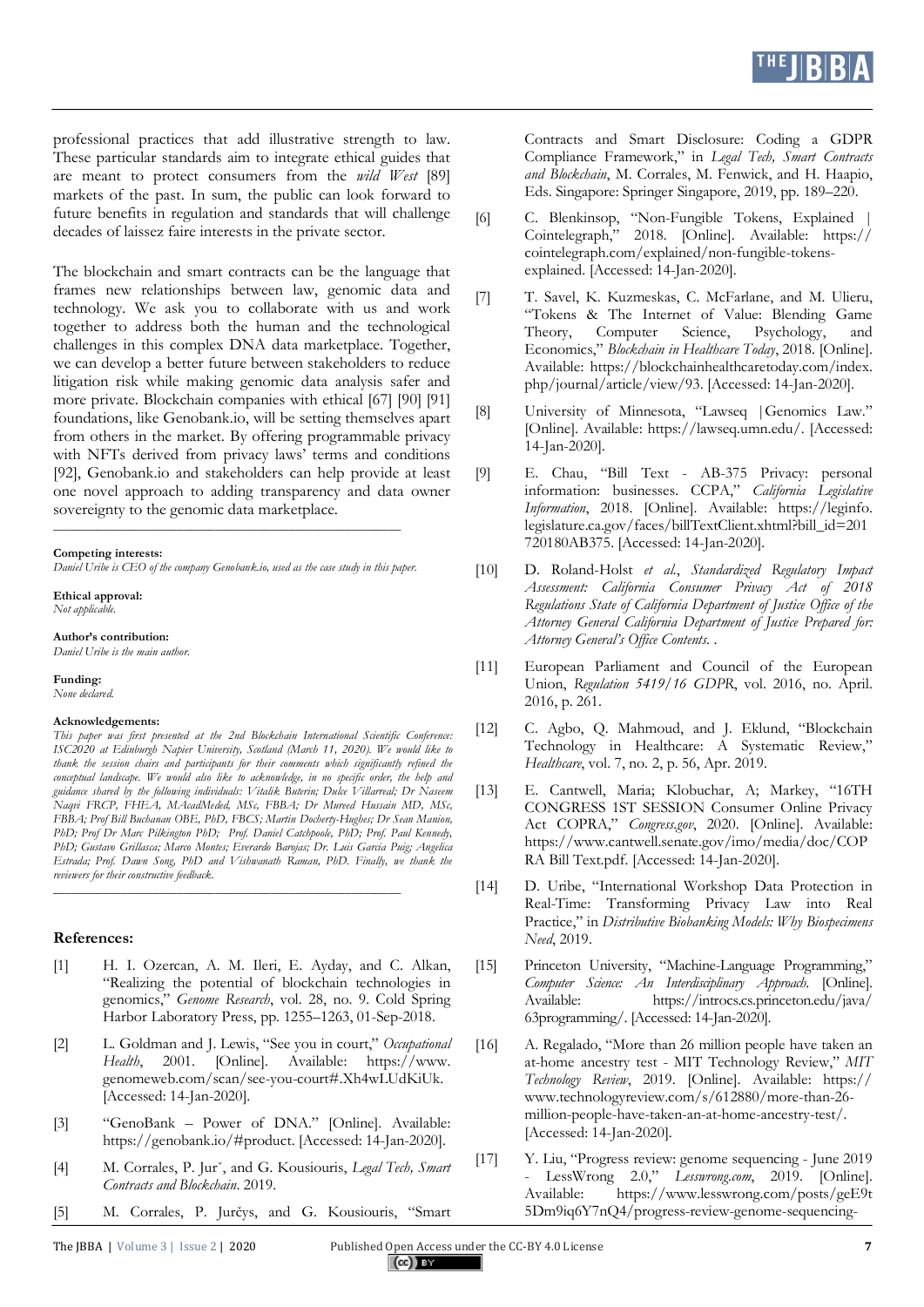professional practices that add illustrative strength to law. These particular standards aim to integrate ethical guides that are meant to protect consumers from the *wild West* [89] markets of the past. In sum, the public can look forward to future benefits in regulation and standards that will challenge decades of laissez faire interests in the private sector.

The blockchain and smart contracts can be the language that frames new relationships between law, genomic data and technology. We ask you to collaborate with us and work together to address both the human and the technological challenges in this complex DNA data marketplace. Together, we can develop a better future between stakeholders to reduce litigation risk while making genomic data analysis safer and more private. Blockchain companies with ethical [67] [90] [91] foundations, like Genobank.io, will be setting themselves apart from others in the market. By offering programmable privacy with NFTs derived from privacy laws' terms and conditions [92], Genobank.io and stakeholders can help provide at least one novel approach to adding transparency and data owner sovereignty to the genomic data marketplace.

---

**Competing interests:**
*Daniel Uribe is CEO of the company Genobank.io, used as the case study in this paper.*

**Ethical approval:**
*Not applicable.*

**Author's contribution:**
*Daniel Uribe is the main author.*

**Funding:**
*None declared.*

**Acknowledgements:**
*This paper was first presented at the 2nd Blockchain International Scientific Conference: ISC2020 at Edinburgh Napier University, Scotland (March 11, 2020). We would like to thank the session chairs and participants for their comments which significantly refined the conceptual landscape. We would also like to acknowledge, in no specific order, the help and guidance shared by the following individuals: Vitalik Buterin; Dulce Villarreal; Dr Naseem Naqvi FRCP, FHEA, MAcadMeded, MSc, FBBA; Dr Mureed Hussain MD, MSc, FBBA; Prof Bill Buchanan OBE, PhD, FBCS; Martin Docherty-Hughes; Dr Sean Manion, PhD; Prof Dr Marc Pilkington PhD; Prof. Daniel Catchpoole, PhD; Prof. Paul Kennedy, PhD; Gustavo Grillasca; Marco Montes; Everardo Barojas; Dr. Luis Garcia Puig; Angelica Estrada; Prof. Dawn Song, PhD and Vishwanath Raman, PhD. Finally, we thank the reviewers for their constructive feedback.*

---

## References:

[1] H. I. Ozercan, A. M. Ileri, E. Ayday, and C. Alkan, "Realizing the potential of blockchain technologies in genomics," *Genome Research*, vol. 28, no. 9. Cold Spring Harbor Laboratory Press, pp. 1255–1263, 01-Sep-2018.

[2] L. Goldman and J. Lewis, "See you in court," *Occupational Health*, 2001. [Online]. Available: https://www.genomeweb.com/scan/see-you-court#.Xh4wLUdKiUk. [Accessed: 14-Jan-2020].

[3] "GenoBank – Power of DNA." [Online]. Available: https://genobank.io/#product. [Accessed: 14-Jan-2020].

[4] M. Corrales, P. Jurˇ, and G. Kousiouris, *Legal Tech, Smart Contracts and Blockchain*. 2019.

[5] M. Corrales, P. Jurčys, and G. Kousiouris, "Smart Contracts and Smart Disclosure: Coding a GDPR Compliance Framework," in *Legal Tech, Smart Contracts and Blockchain*, M. Corrales, M. Fenwick, and H. Haapio, Eds. Singapore: Springer Singapore, 2019, pp. 189–220.

[6] C. Blenkinsop, "Non-Fungible Tokens, Explained | Cointelegraph," 2018. [Online]. Available: https://cointelegraph.com/explained/non-fungible-tokens-explained. [Accessed: 14-Jan-2020].

[7] T. Savel, K. Kuzmeskas, C. McFarlane, and M. Ulieru, "Tokens & The Internet of Value: Blending Game Theory, Computer Science, Psychology, and Economics," *Blockchain in Healthcare Today*, 2018. [Online]. Available: https://blockchainhealthcaretoday.com/index.php/journal/article/view/93. [Accessed: 14-Jan-2020].

[8] University of Minnesota, "Lawseq | Genomics Law." [Online]. Available: https://lawseq.umn.edu/. [Accessed: 14-Jan-2020].

[9] E. Chau, "Bill Text - AB-375 Privacy: personal information: businesses. CCPA," *California Legislative Information*, 2018. [Online]. Available: https://leginfo.legislature.ca.gov/faces/billTextClient.xhtml?bill_id=201720180AB375. [Accessed: 14-Jan-2020].

[10] D. Roland-Holst *et al.*, *Standardized Regulatory Impact Assessment: California Consumer Privacy Act of 2018 Regulations State of California Department of Justice Office of the Attorney General California Department of Justice Prepared for: Attorney General's Office Contents*. .

[11] European Parliament and Council of the European Union, *Regulation 5419/16 GDPR*, vol. 2016, no. April. 2016, p. 261.

[12] C. Agbo, Q. Mahmoud, and J. Eklund, "Blockchain Technology in Healthcare: A Systematic Review," *Healthcare*, vol. 7, no. 2, p. 56, Apr. 2019.

[13] E. Cantwell, Maria; Klobuchar, A; Markey, "16TH CONGRESS 1ST SESSION Consumer Online Privacy Act COPRA," *Congress.gov*, 2020. [Online]. Available: https://www.cantwell.senate.gov/imo/media/doc/COPRA Bill Text.pdf. [Accessed: 14-Jan-2020].

[14] D. Uribe, "International Workshop Data Protection in Real-Time: Transforming Privacy Law into Real Practice," in *Distributive Biobanking Models: Why Biospecimens Need*, 2019.

[15] Princeton University, "Machine-Language Programming," *Computer Science: An Interdisciplinary Approach*. [Online]. Available: https://introcs.cs.princeton.edu/java/63programming/. [Accessed: 14-Jan-2020].

[16] A. Regalado, "More than 26 million people have taken an at-home ancestry test - MIT Technology Review," *MIT Technology Review*, 2019. [Online]. Available: https://www.technologyreview.com/s/612880/more-than-26-million-people-have-taken-an-at-home-ancestry-test/. [Accessed: 14-Jan-2020].

[17] Y. Liu, "Progress review: genome sequencing - June 2019 - LessWrong 2.0," *Lesswrong.com*, 2019. [Online]. Available: https://www.lesswrong.com/posts/geE9t5Dm9iq6Y7nQ4/progress-review-genome-sequencing-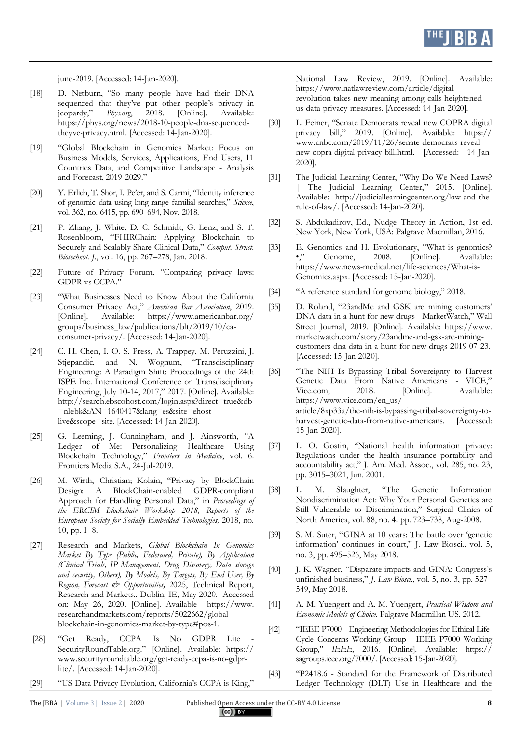june-2019. [Accessed: 14-Jan-2020].

[18] D. Netburn, "So many people have had their DNA sequenced that they've put other people's privacy in jeopardy," *Phys.org*, 2018. [Online]. Available: https://phys.org/news/2018-10-people-dna-sequenced-theyve-privacy.html. [Accessed: 14-Jan-2020].

[19] "Global Blockchain in Genomics Market: Focus on Business Models, Services, Applications, End Users, 11 Countries Data, and Competitive Landscape - Analysis and Forecast, 2019-2029."

[20] Y. Erlich, T. Shor, I. Pe'er, and S. Carmi, "Identity inference of genomic data using long-range familial searches," *Science*, vol. 362, no. 6415, pp. 690–694, Nov. 2018.

[21] P. Zhang, J. White, D. C. Schmidt, G. Lenz, and S. T. Rosenbloom, "FHIRChain: Applying Blockchain to Securely and Scalably Share Clinical Data," *Comput. Struct. Biotechnol. J.*, vol. 16, pp. 267–278, Jan. 2018.

[22] Future of Privacy Forum, "Comparing privacy laws: GDPR vs CCPA."

[23] "What Businesses Need to Know About the California Consumer Privacy Act," *American Bar Association*, 2019. [Online]. Available: https://www.americanbar.org/groups/business_law/publications/blt/2019/10/ca-consumer-privacy/. [Accessed: 14-Jan-2020].

[24] C.-H. Chen, I. O. S. Press, A. Trappey, M. Peruzzini, J. Stjepandić, and N. Wognum, "Transdisciplinary Engineering: A Paradigm Shift: Proceedings of the 24th ISPE Inc. International Conference on Transdisciplinary Engineering, July 10-14, 2017," 2017. [Online]. Available: http://search.ebscohost.com/login.aspx?direct=true&db=nlebk&AN=1640417&lang=es&site=ehost-live&scope=site. [Accessed: 14-Jan-2020].

[25] G. Leeming, J. Cunningham, and J. Ainsworth, "A Ledger of Me: Personalizing Healthcare Using Blockchain Technology," *Frontiers in Medicine*, vol. 6. Frontiers Media S.A., 24-Jul-2019.

[26] M. Wirth, Christian; Kolain, "Privacy by BlockChain Design: A BlockChain-enabled GDPR-compliant Approach for Handling Personal Data," in *Proceedings of the ERCIM Blockchain Workshop 2018, Reports of the European Society for Socially Embedded Technologies,* 2018, no. 10, pp. 1–8.

[27] Research and Markets, *Global Blockchain In Genomics Market By Type (Public, Federated, Private), By Application (Clinical Trials, IP Management, Drug Discovery, Data storage and security, Others), By Models, By Targets, By End User, By Region, Forecast & Opportunities*, 2025, Technical Report, Research and Markets,, Dublin, IE, May 2020. Accessed on: May 26, 2020. [Online]. Available https://www.researchandmarkets.com/reports/5022662/global-blockchain-in-genomics-market-by-type#pos-1.

[28] "Get Ready, CCPA Is No GDPR Lite // SecurityRoundTable.org." [Online]. Available: https://www.securityroundtable.org/get-ready-ccpa-is-no-gdpr-lite/. [Accessed: 14-Jan-2020].

[29] "US Data Privacy Evolution, California's CCPA is King," National Law Review, 2019. [Online]. Available: https://www.natlawreview.com/article/digital-revolution-takes-new-meaning-among-calls-heightened-us-data-privacy-measures. [Accessed: 14-Jan-2020].

[30] L. Feiner, "Senate Democrats reveal new COPRA digital privacy bill," 2019. [Online]. Available: https://www.cnbc.com/2019/11/26/senate-democrats-reveal-new-copra-digital-privacy-bill.html. [Accessed: 14-Jan-2020].

[31] The Judicial Learning Center, "Why Do We Need Laws? | The Judicial Learning Center," 2015. [Online]. Available: http://judiciallearningcenter.org/law-and-the-rule-of-law/. [Accessed: 14-Jan-2020].

[32] S. Abdukadirov, Ed., Nudge Theory in Action, 1st ed. New York, New York, USA: Palgrave Macmillan, 2016.

[33] E. Genomics and H. Evolutionary, "What is genomics? •," Genome, 2008. [Online]. Available: https://www.news-medical.net/life-sciences/What-is-Genomics.aspx. [Accessed: 15-Jan-2020].

[34] "A reference standard for genome biology," 2018.

[35] D. Roland, "23andMe and GSK are mining customers' DNA data in a hunt for new drugs - MarketWatch," Wall Street Journal, 2019. [Online]. Available: https://www.marketwatch.com/story/23andme-and-gsk-are-mining-customers-dna-data-in-a-hunt-for-new-drugs-2019-07-23. [Accessed: 15-Jan-2020].

[36] "The NIH Is Bypassing Tribal Sovereignty to Harvest Genetic Data From Native Americans - VICE," Vice.com, 2018. [Online]. Available: https://www.vice.com/en_us/article/8xp33a/the-nih-is-bypassing-tribal-sovereignty-to-harvest-genetic-data-from-native-americans. [Accessed: 15-Jan-2020].

[37] L. O. Gostin, "National health information privacy: Regulations under the health insurance portability and accountability act," J. Am. Med. Assoc., vol. 285, no. 23, pp. 3015–3021, Jun. 2001.

[38] L. M. Slaughter, "The Genetic Information Nondiscrimination Act: Why Your Personal Genetics are Still Vulnerable to Discrimination," Surgical Clinics of North America, vol. 88, no. 4. pp. 723–738, Aug-2008.

[39] S. M. Suter, "GINA at 10 years: The battle over 'genetic information' continues in court," J. Law Biosci., vol. 5, no. 3, pp. 495–526, May 2018.

[40] J. K. Wagner, "Disparate impacts and GINA: Congress's unfinished business," *J. Law Biosci.*, vol. 5, no. 3, pp. 527–549, May 2018.

[41] A. M. Yuengert and A. M. Yuengert, *Practical Wisdom and Economic Models of Choice*. Palgrave Macmillan US, 2012.

[42] "IEEE P7000 - Engineering Methodologies for Ethical Life-Cycle Concerns Working Group - IEEE P7000 Working Group," *IEEE*, 2016. [Online]. Available: https://sagroups.ieee.org/7000/. [Accessed: 15-Jan-2020].

[43] "P2418.6 - Standard for the Framework of Distributed Ledger Technology (DLT) Use in Healthcare and the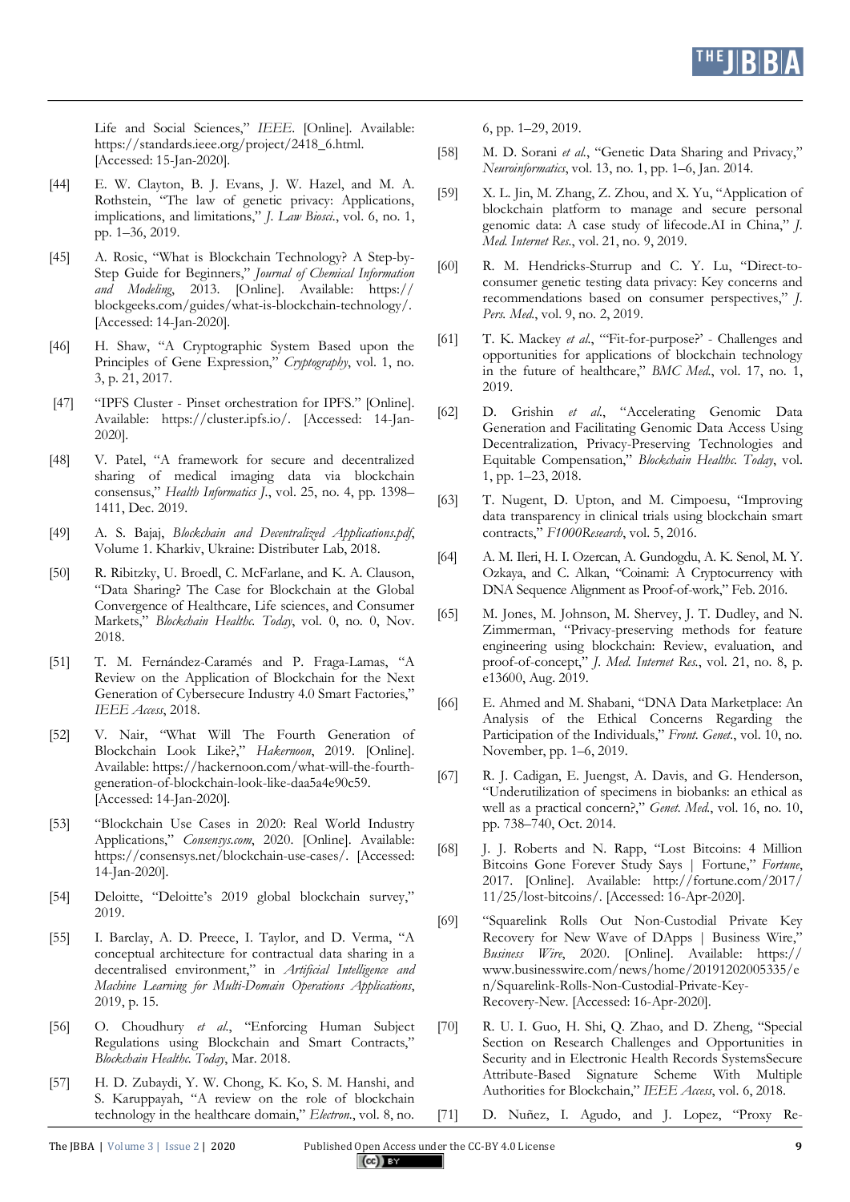Life and Social Sciences," *IEEE*. [Online]. Available: https://standards.ieee.org/project/2418_6.html. [Accessed: 15-Jan-2020].

[44] E. W. Clayton, B. J. Evans, J. W. Hazel, and M. A. Rothstein, "The law of genetic privacy: Applications, implications, and limitations," *J. Law Biosci.*, vol. 6, no. 1, pp. 1–36, 2019.

[45] A. Rosic, "What is Blockchain Technology? A Step-by-Step Guide for Beginners," *Journal of Chemical Information and Modeling*, 2013. [Online]. Available: https://blockgeeks.com/guides/what-is-blockchain-technology/. [Accessed: 14-Jan-2020].

[46] H. Shaw, "A Cryptographic System Based upon the Principles of Gene Expression," *Cryptography*, vol. 1, no. 3, p. 21, 2017.

[47] "IPFS Cluster - Pinset orchestration for IPFS." [Online]. Available: https://cluster.ipfs.io/. [Accessed: 14-Jan-2020].

[48] V. Patel, "A framework for secure and decentralized sharing of medical imaging data via blockchain consensus," *Health Informatics J.*, vol. 25, no. 4, pp. 1398–1411, Dec. 2019.

[49] A. S. Bajaj, *Blockchain and Decentralized Applications.pdf*, Volume 1. Kharkiv, Ukraine: Distributer Lab, 2018.

[50] R. Ribitzky, U. Broedl, C. McFarlane, and K. A. Clauson, "Data Sharing? The Case for Blockchain at the Global Convergence of Healthcare, Life sciences, and Consumer Markets," *Blockchain Healthc. Today*, vol. 0, no. 0, Nov. 2018.

[51] T. M. Fernández-Caramés and P. Fraga-Lamas, "A Review on the Application of Blockchain for the Next Generation of Cybersecure Industry 4.0 Smart Factories," *IEEE Access*, 2018.

[52] V. Nair, "What Will The Fourth Generation of Blockchain Look Like?," *Hakernoon*, 2019. [Online]. Available: https://hackernoon.com/what-will-the-fourth-generation-of-blockchain-look-like-daa5a4e90c59. [Accessed: 14-Jan-2020].

[53] "Blockchain Use Cases in 2020: Real World Industry Applications," *Consensys.com*, 2020. [Online]. Available: https://consensys.net/blockchain-use-cases/. [Accessed: 14-Jan-2020].

[54] Deloitte, "Deloitte's 2019 global blockchain survey," 2019.

[55] I. Barclay, A. D. Preece, I. Taylor, and D. Verma, "A conceptual architecture for contractual data sharing in a decentralised environment," in *Artificial Intelligence and Machine Learning for Multi-Domain Operations Applications*, 2019, p. 15.

[56] O. Choudhury *et al.*, "Enforcing Human Subject Regulations using Blockchain and Smart Contracts," *Blockchain Healthc. Today*, Mar. 2018.

[57] H. D. Zubaydi, Y. W. Chong, K. Ko, S. M. Hanshi, and S. Karuppayah, "A review on the role of blockchain technology in the healthcare domain," *Electron.*, vol. 8, no. 6, pp. 1–29, 2019.

[58] M. D. Sorani *et al.*, "Genetic Data Sharing and Privacy," *Neuroinformatics*, vol. 13, no. 1, pp. 1–6, Jan. 2014.

[59] X. L. Jin, M. Zhang, Z. Zhou, and X. Yu, "Application of blockchain platform to manage and secure personal genomic data: A case study of lifecode.AI in China," *J. Med. Internet Res.*, vol. 21, no. 9, 2019.

[60] R. M. Hendricks-Sturrup and C. Y. Lu, "Direct-to-consumer genetic testing data privacy: Key concerns and recommendations based on consumer perspectives," *J. Pers. Med.*, vol. 9, no. 2, 2019.

[61] T. K. Mackey *et al.*, "'Fit-for-purpose?' - Challenges and opportunities for applications of blockchain technology in the future of healthcare," *BMC Med.*, vol. 17, no. 1, 2019.

[62] D. Grishin *et al.*, "Accelerating Genomic Data Generation and Facilitating Genomic Data Access Using Decentralization, Privacy-Preserving Technologies and Equitable Compensation," *Blockchain Healthc. Today*, vol. 1, pp. 1–23, 2018.

[63] T. Nugent, D. Upton, and M. Cimpoesu, "Improving data transparency in clinical trials using blockchain smart contracts," *F1000Research*, vol. 5, 2016.

[64] A. M. Ileri, H. I. Ozercan, A. Gundogdu, A. K. Senol, M. Y. Ozkaya, and C. Alkan, "Coinami: A Cryptocurrency with DNA Sequence Alignment as Proof-of-work," Feb. 2016.

[65] M. Jones, M. Johnson, M. Shervey, J. T. Dudley, and N. Zimmerman, "Privacy-preserving methods for feature engineering using blockchain: Review, evaluation, and proof-of-concept," *J. Med. Internet Res.*, vol. 21, no. 8, p. e13600, Aug. 2019.

[66] E. Ahmed and M. Shabani, "DNA Data Marketplace: An Analysis of the Ethical Concerns Regarding the Participation of the Individuals," *Front. Genet.*, vol. 10, no. November, pp. 1–6, 2019.

[67] R. J. Cadigan, E. Juengst, A. Davis, and G. Henderson, "Underutilization of specimens in biobanks: an ethical as well as a practical concern?," *Genet. Med.*, vol. 16, no. 10, pp. 738–740, Oct. 2014.

[68] J. J. Roberts and N. Rapp, "Lost Bitcoins: 4 Million Bitcoins Gone Forever Study Says | Fortune," *Fortune*, 2017. [Online]. Available: http://fortune.com/2017/11/25/lost-bitcoins/. [Accessed: 16-Apr-2020].

[69] "Squarelink Rolls Out Non-Custodial Private Key Recovery for New Wave of DApps | Business Wire," *Business Wire*, 2020. [Online]. Available: https://www.businesswire.com/news/home/20191202005335/en/Squarelink-Rolls-Non-Custodial-Private-Key-Recovery-New. [Accessed: 16-Apr-2020].

[70] R. U. I. Guo, H. Shi, Q. Zhao, and D. Zheng, "Special Section on Research Challenges and Opportunities in Security and Privacy in Electronic Health Records SystemsSecure Attribute-Based Signature Scheme With Multiple Authorities for Blockchain," *IEEE Access*, vol. 6, 2018.

[71] D. Nuñez, I. Agudo, and J. Lopez, "Proxy Re-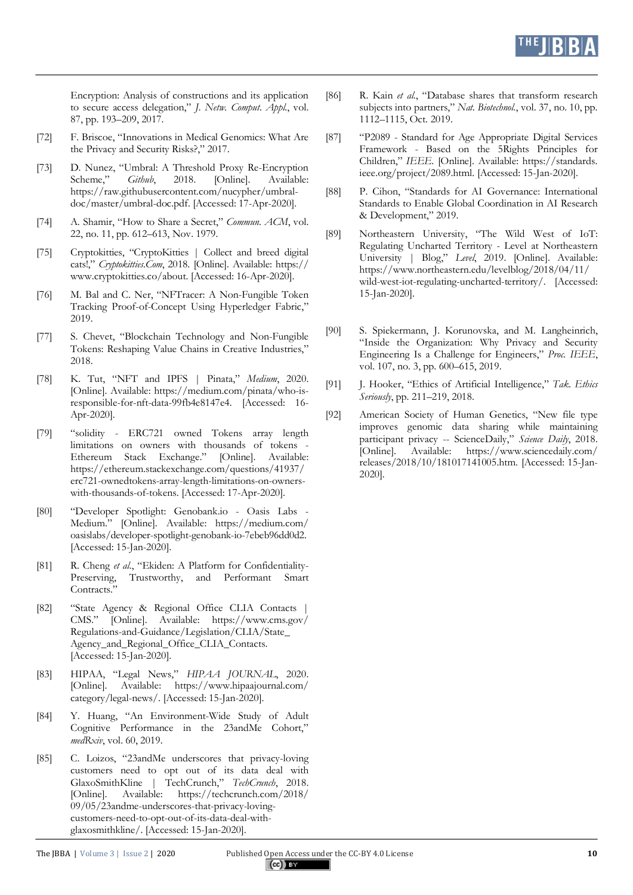Encryption: Analysis of constructions and its application to secure access delegation," *J. Netw. Comput. Appl.*, vol. 87, pp. 193–209, 2017.

[72] F. Briscoe, "Innovations in Medical Genomics: What Are the Privacy and Security Risks?," 2017.

[73] D. Nunez, "Umbral: A Threshold Proxy Re-Encryption Scheme," *Github*, 2018. [Online]. Available: https://raw.githubusercontent.com/nucypher/umbral-doc/master/umbral-doc.pdf. [Accessed: 17-Apr-2020].

[74] A. Shamir, "How to Share a Secret," *Commun. ACM*, vol. 22, no. 11, pp. 612–613, Nov. 1979.

[75] Cryptokitties, "CryptoKitties | Collect and breed digital cats!," *Cryptokitties.Com*, 2018. [Online]. Available: https://www.cryptokitties.co/about. [Accessed: 16-Apr-2020].

[76] M. Bal and C. Ner, "NFTracer: A Non-Fungible Token Tracking Proof-of-Concept Using Hyperledger Fabric," 2019.

[77] S. Chevet, "Blockchain Technology and Non-Fungible Tokens: Reshaping Value Chains in Creative Industries," 2018.

[78] K. Tut, "NFT and IPFS | Pinata," *Medium*, 2020. [Online]. Available: https://medium.com/pinata/who-is-responsible-for-nft-data-99fb4e8147e4. [Accessed: 16-Apr-2020].

[79] "solidity - ERC721 owned Tokens array length limitations on owners with thousands of tokens - Ethereum Stack Exchange." [Online]. Available: https://ethereum.stackexchange.com/questions/41937/erc721-ownedtokens-array-length-limitations-on-owners-with-thousands-of-tokens. [Accessed: 17-Apr-2020].

[80] "Developer Spotlight: Genobank.io - Oasis Labs - Medium." [Online]. Available: https://medium.com/oasislabs/developer-spotlight-genobank-io-7ebeb96dd0d2. [Accessed: 15-Jan-2020].

[81] R. Cheng *et al.*, "Ekiden: A Platform for Confidentiality-Preserving, Trustworthy, and Performant Smart Contracts."

[82] "State Agency & Regional Office CLIA Contacts | CMS." [Online]. Available: https://www.cms.gov/Regulations-and-Guidance/Legislation/CLIA/State_Agency_and_Regional_Office_CLIA_Contacts. [Accessed: 15-Jan-2020].

[83] HIPAA, "Legal News," *HIPAA JOURNAL*, 2020. [Online]. Available: https://www.hipaajournal.com/category/legal-news/. [Accessed: 15-Jan-2020].

[84] Y. Huang, "An Environment-Wide Study of Adult Cognitive Performance in the 23andMe Cohort," *medRxiv*, vol. 60, 2019.

[85] C. Loizos, "23andMe underscores that privacy-loving customers need to opt out of its data deal with GlaxoSmithKline | TechCrunch," *TechCrunch*, 2018. [Online]. Available: https://techcrunch.com/2018/09/05/23andme-underscores-that-privacy-loving-customers-need-to-opt-out-of-its-data-deal-with-glaxosmithkline/. [Accessed: 15-Jan-2020].

[86] R. Kain *et al.*, "Database shares that transform research subjects into partners," *Nat. Biotechnol.*, vol. 37, no. 10, pp. 1112–1115, Oct. 2019.

[87] "P2089 - Standard for Age Appropriate Digital Services Framework - Based on the 5Rights Principles for Children," *IEEE*. [Online]. Available: https://standards.ieee.org/project/2089.html. [Accessed: 15-Jan-2020].

[88] P. Cihon, "Standards for AI Governance: International Standards to Enable Global Coordination in AI Research & Development," 2019.

[89] Northeastern University, "The Wild West of IoT: Regulating Uncharted Territory - Level at Northeastern University | Blog," *Level*, 2019. [Online]. Available: https://www.northeastern.edu/levelblog/2018/04/11/wild-west-iot-regulating-uncharted-territory/. [Accessed: 15-Jan-2020].

[90] S. Spiekermann, J. Korunovska, and M. Langheinrich, "Inside the Organization: Why Privacy and Security Engineering Is a Challenge for Engineers," *Proc. IEEE*, vol. 107, no. 3, pp. 600–615, 2019.

[91] J. Hooker, "Ethics of Artificial Intelligence," *Tak. Ethics Seriously*, pp. 211–219, 2018.

[92] American Society of Human Genetics, "New file type improves genomic data sharing while maintaining participant privacy -- ScienceDaily," *Science Daily*, 2018. [Online]. Available: https://www.sciencedaily.com/releases/2018/10/181017141005.htm. [Accessed: 15-Jan-2020].